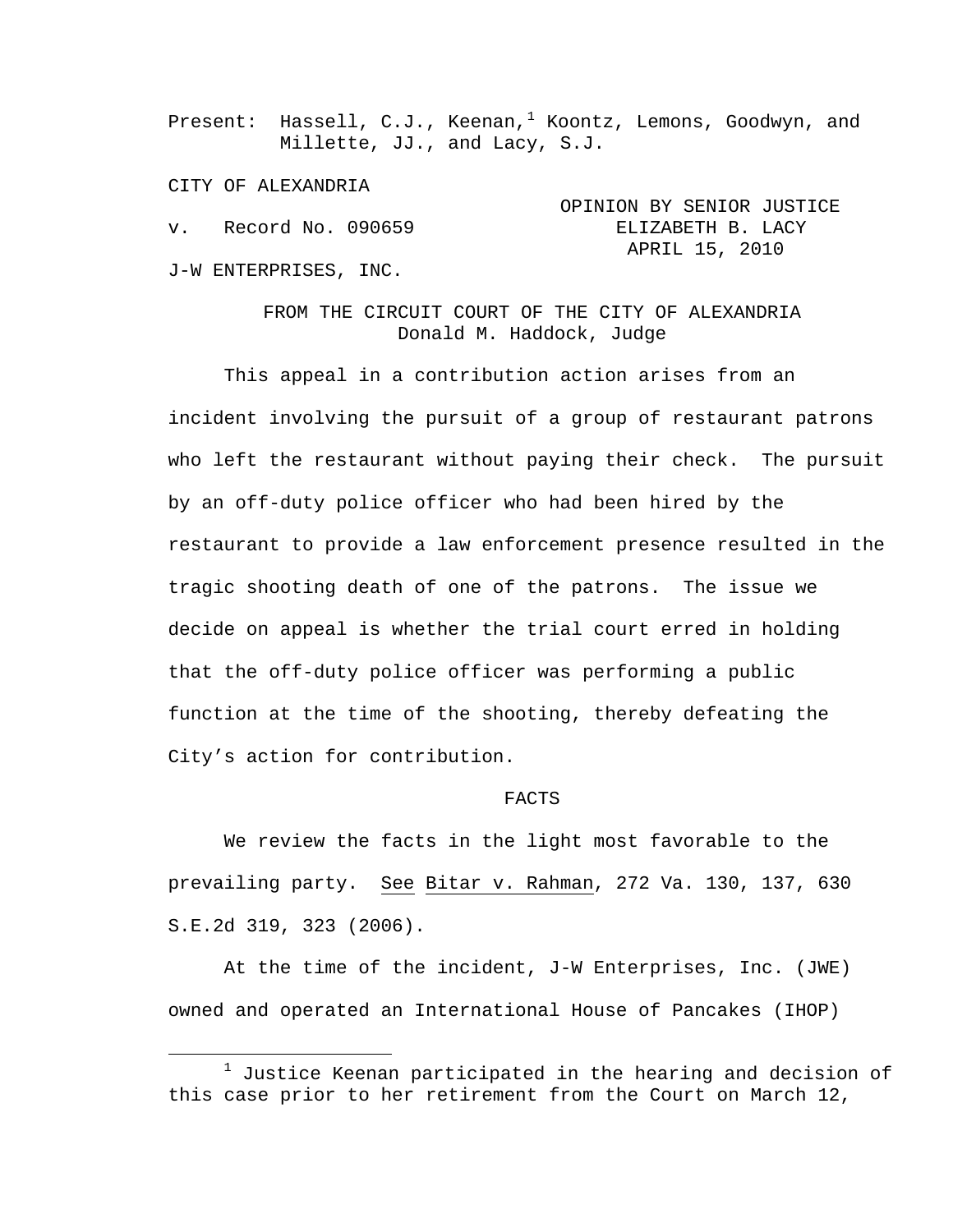Present: Hassell, C.J., Keenan,[1] Koontz, Lemons, Goodwyn, and Millette, JJ., and Lacy, S.J.

CITY OF ALEXANDRIA

v. Record No. 090659

OPINION BY SENIOR JUSTICE ELIZABETH B. LACY
APRIL 15, 2010

J-W ENTERPRISES, INC.

FROM THE CIRCUIT COURT OF THE CITY OF ALEXANDRIA
Donald M. Haddock, Judge

This appeal in a contribution action arises from an incident involving the pursuit of a group of restaurant patrons who left the restaurant without paying their check. The pursuit by an off-duty police officer who had been hired by the restaurant to provide a law enforcement presence resulted in the tragic shooting death of one of the patrons. The issue we decide on appeal is whether the trial court erred in holding that the off-duty police officer was performing a public function at the time of the shooting, thereby defeating the City's action for contribution.

## FACTS

We review the facts in the light most favorable to the prevailing party. See Bitar v. Rahman, 272 Va. 130, 137, 630 S.E.2d 319, 323 (2006).

At the time of the incident, J-W Enterprises, Inc. (JWE) owned and operated an International House of Pancakes (IHOP)

[1] Justice Keenan participated in the hearing and decision of this case prior to her retirement from the Court on March 12,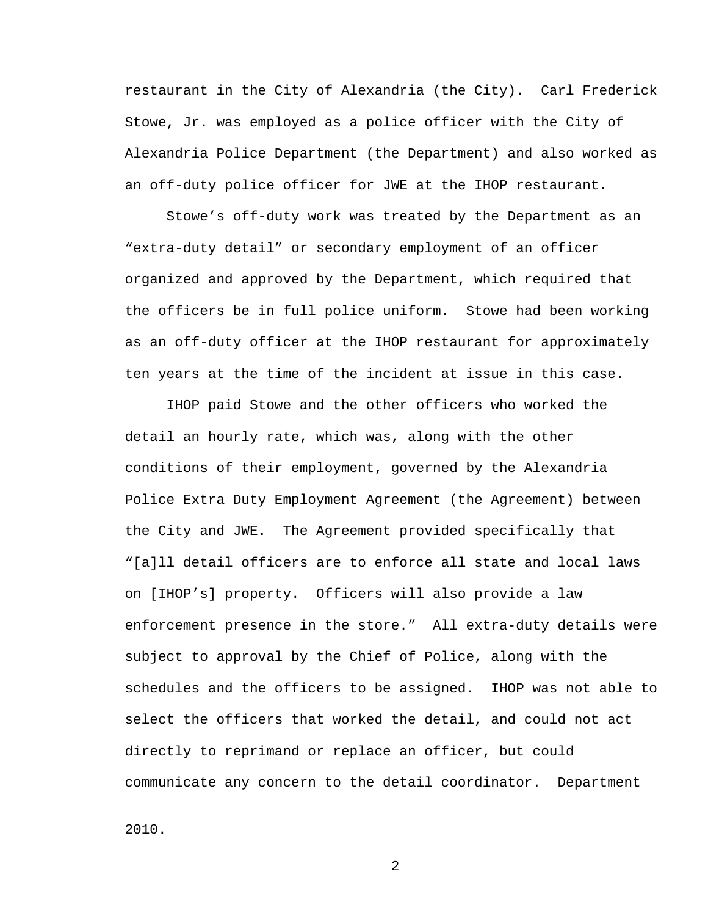restaurant in the City of Alexandria (the City). Carl Frederick Stowe, Jr. was employed as a police officer with the City of Alexandria Police Department (the Department) and also worked as an off-duty police officer for JWE at the IHOP restaurant.

Stowe's off-duty work was treated by the Department as an "extra-duty detail" or secondary employment of an officer organized and approved by the Department, which required that the officers be in full police uniform. Stowe had been working as an off-duty officer at the IHOP restaurant for approximately ten years at the time of the incident at issue in this case.

IHOP paid Stowe and the other officers who worked the detail an hourly rate, which was, along with the other conditions of their employment, governed by the Alexandria Police Extra Duty Employment Agreement (the Agreement) between the City and JWE. The Agreement provided specifically that "[a]ll detail officers are to enforce all state and local laws on [IHOP's] property. Officers will also provide a law enforcement presence in the store." All extra-duty details were subject to approval by the Chief of Police, along with the schedules and the officers to be assigned. IHOP was not able to select the officers that worked the detail, and could not act directly to reprimand or replace an officer, but could communicate any concern to the detail coordinator. Department

---

2010.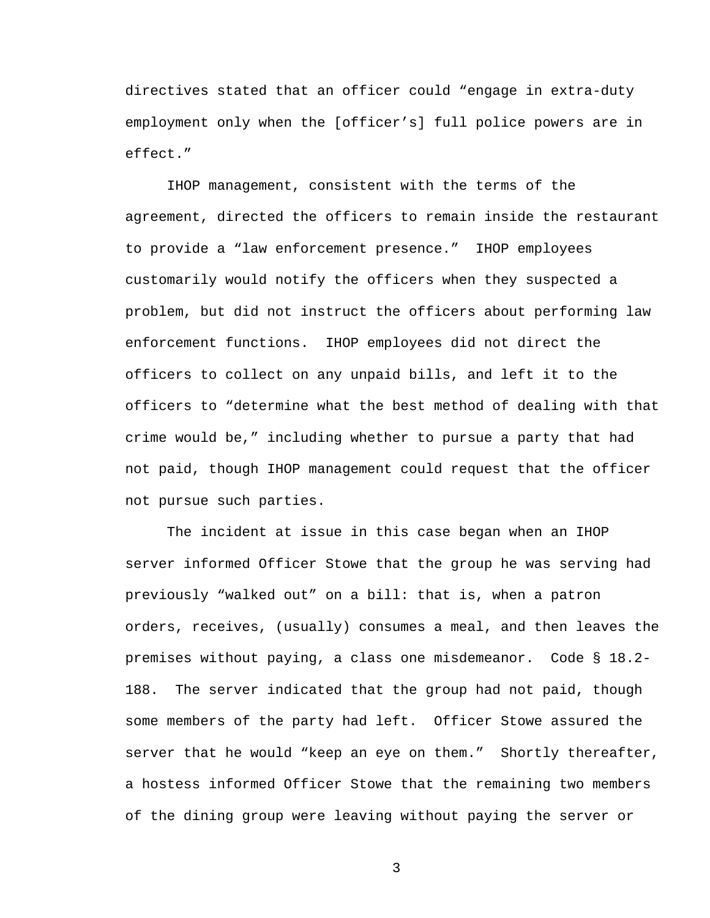directives stated that an officer could "engage in extra-duty employment only when the [officer's] full police powers are in effect."

IHOP management, consistent with the terms of the agreement, directed the officers to remain inside the restaurant to provide a "law enforcement presence." IHOP employees customarily would notify the officers when they suspected a problem, but did not instruct the officers about performing law enforcement functions. IHOP employees did not direct the officers to collect on any unpaid bills, and left it to the officers to "determine what the best method of dealing with that crime would be," including whether to pursue a party that had not paid, though IHOP management could request that the officer not pursue such parties.

The incident at issue in this case began when an IHOP server informed Officer Stowe that the group he was serving had previously "walked out" on a bill: that is, when a patron orders, receives, (usually) consumes a meal, and then leaves the premises without paying, a class one misdemeanor. Code § 18.2-188. The server indicated that the group had not paid, though some members of the party had left. Officer Stowe assured the server that he would "keep an eye on them." Shortly thereafter, a hostess informed Officer Stowe that the remaining two members of the dining group were leaving without paying the server or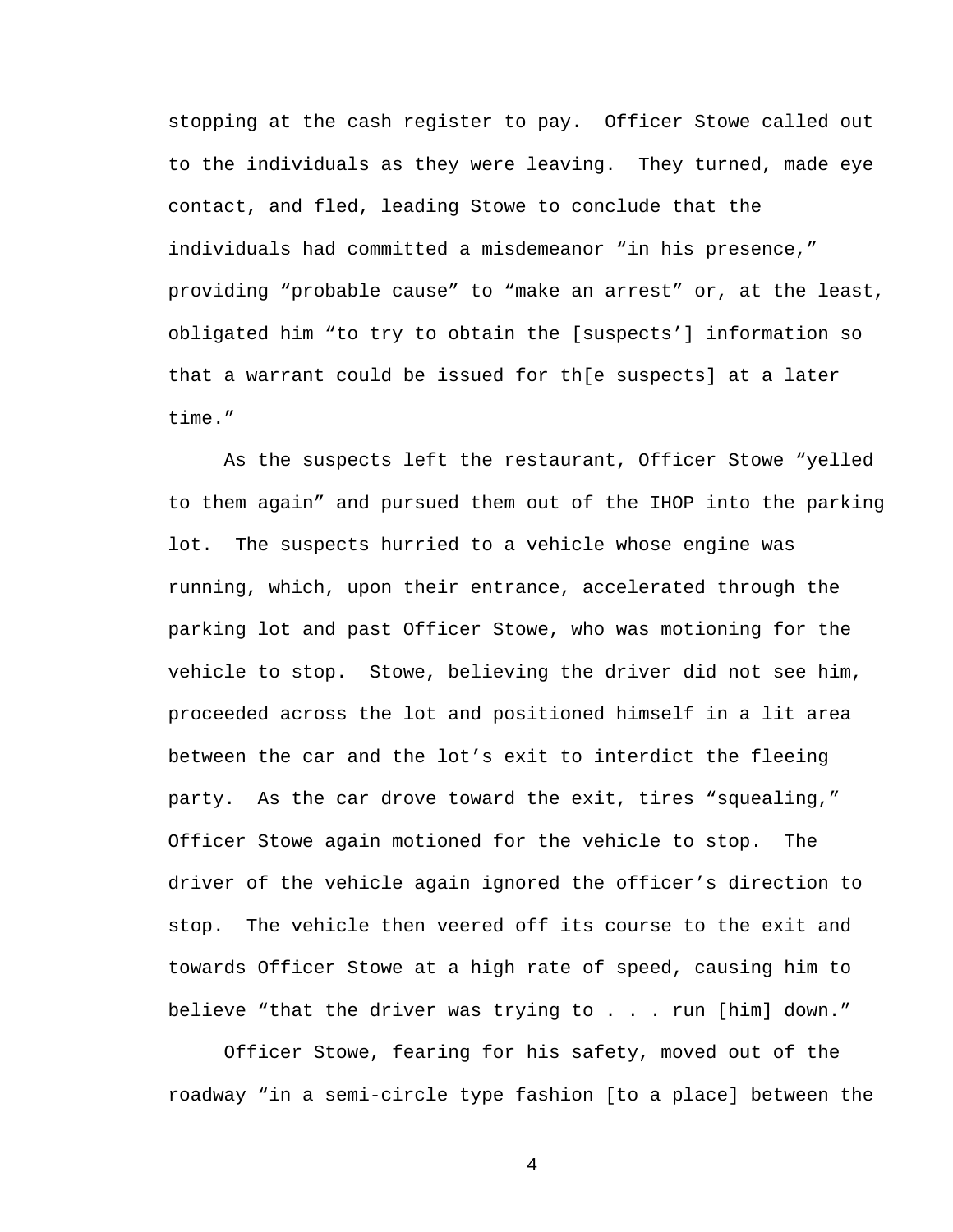stopping at the cash register to pay. Officer Stowe called out to the individuals as they were leaving. They turned, made eye contact, and fled, leading Stowe to conclude that the individuals had committed a misdemeanor "in his presence," providing "probable cause" to "make an arrest" or, at the least, obligated him "to try to obtain the [suspects'] information so that a warrant could be issued for th[e suspects] at a later time."

As the suspects left the restaurant, Officer Stowe "yelled to them again" and pursued them out of the IHOP into the parking lot. The suspects hurried to a vehicle whose engine was running, which, upon their entrance, accelerated through the parking lot and past Officer Stowe, who was motioning for the vehicle to stop. Stowe, believing the driver did not see him, proceeded across the lot and positioned himself in a lit area between the car and the lot's exit to interdict the fleeing party. As the car drove toward the exit, tires "squealing," Officer Stowe again motioned for the vehicle to stop. The driver of the vehicle again ignored the officer's direction to stop. The vehicle then veered off its course to the exit and towards Officer Stowe at a high rate of speed, causing him to believe "that the driver was trying to . . . run [him] down."

Officer Stowe, fearing for his safety, moved out of the roadway "in a semi-circle type fashion [to a place] between the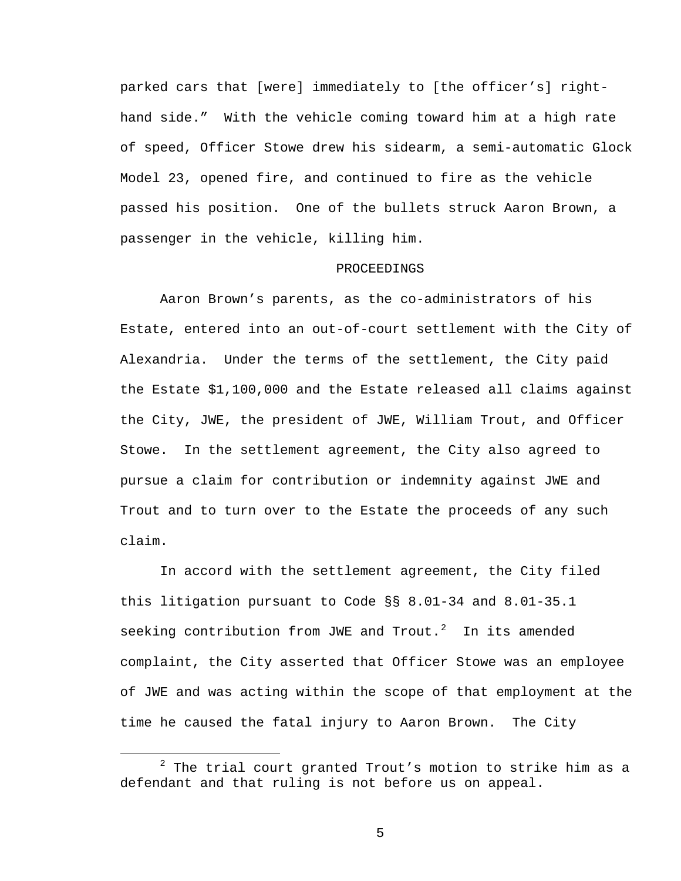parked cars that [were] immediately to [the officer's] right-hand side." With the vehicle coming toward him at a high rate of speed, Officer Stowe drew his sidearm, a semi-automatic Glock Model 23, opened fire, and continued to fire as the vehicle passed his position. One of the bullets struck Aaron Brown, a passenger in the vehicle, killing him.

## PROCEEDINGS

Aaron Brown's parents, as the co-administrators of his Estate, entered into an out-of-court settlement with the City of Alexandria. Under the terms of the settlement, the City paid the Estate $1,100,000 and the Estate released all claims against the City, JWE, the president of JWE, William Trout, and Officer Stowe. In the settlement agreement, the City also agreed to pursue a claim for contribution or indemnity against JWE and Trout and to turn over to the Estate the proceeds of any such claim.

In accord with the settlement agreement, the City filed this litigation pursuant to Code §§ 8.01-34 and 8.01-35.1 seeking contribution from JWE and Trout.[2] In its amended complaint, the City asserted that Officer Stowe was an employee of JWE and was acting within the scope of that employment at the time he caused the fatal injury to Aaron Brown. The City

---

[2] The trial court granted Trout's motion to strike him as a defendant and that ruling is not before us on appeal.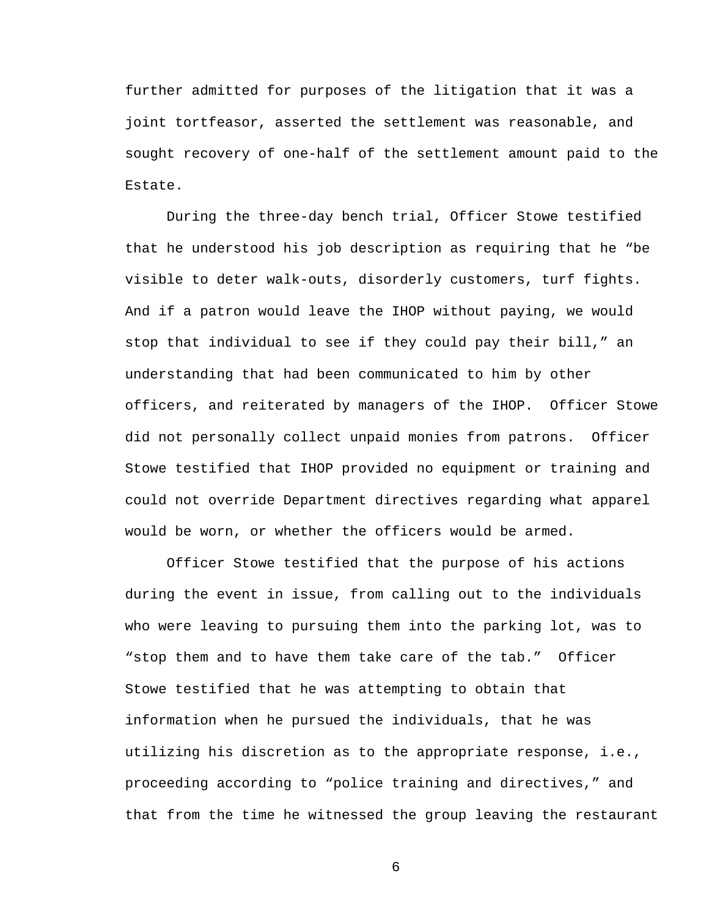further admitted for purposes of the litigation that it was a joint tortfeasor, asserted the settlement was reasonable, and sought recovery of one-half of the settlement amount paid to the Estate.

During the three-day bench trial, Officer Stowe testified that he understood his job description as requiring that he "be visible to deter walk-outs, disorderly customers, turf fights. And if a patron would leave the IHOP without paying, we would stop that individual to see if they could pay their bill," an understanding that had been communicated to him by other officers, and reiterated by managers of the IHOP. Officer Stowe did not personally collect unpaid monies from patrons. Officer Stowe testified that IHOP provided no equipment or training and could not override Department directives regarding what apparel would be worn, or whether the officers would be armed.

Officer Stowe testified that the purpose of his actions during the event in issue, from calling out to the individuals who were leaving to pursuing them into the parking lot, was to "stop them and to have them take care of the tab." Officer Stowe testified that he was attempting to obtain that information when he pursued the individuals, that he was utilizing his discretion as to the appropriate response, i.e., proceeding according to "police training and directives," and that from the time he witnessed the group leaving the restaurant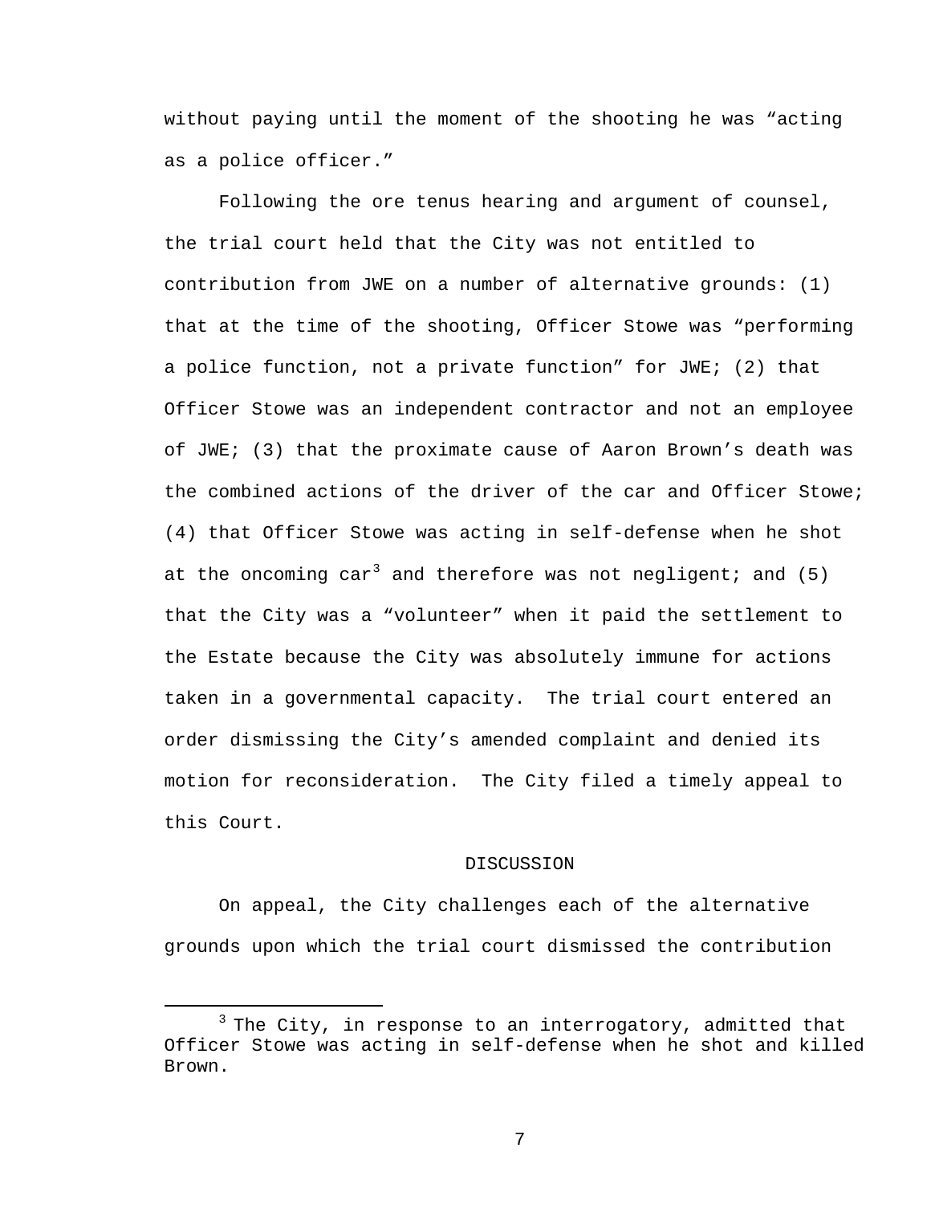without paying until the moment of the shooting he was "acting as a police officer."

Following the ore tenus hearing and argument of counsel, the trial court held that the City was not entitled to contribution from JWE on a number of alternative grounds: (1) that at the time of the shooting, Officer Stowe was "performing a police function, not a private function" for JWE; (2) that Officer Stowe was an independent contractor and not an employee of JWE; (3) that the proximate cause of Aaron Brown's death was the combined actions of the driver of the car and Officer Stowe; (4) that Officer Stowe was acting in self-defense when he shot at the oncoming car[3] and therefore was not negligent; and (5) that the City was a "volunteer" when it paid the settlement to the Estate because the City was absolutely immune for actions taken in a governmental capacity. The trial court entered an order dismissing the City's amended complaint and denied its motion for reconsideration. The City filed a timely appeal to this Court.

## DISCUSSION

On appeal, the City challenges each of the alternative grounds upon which the trial court dismissed the contribution

---

[3] The City, in response to an interrogatory, admitted that Officer Stowe was acting in self-defense when he shot and killed Brown.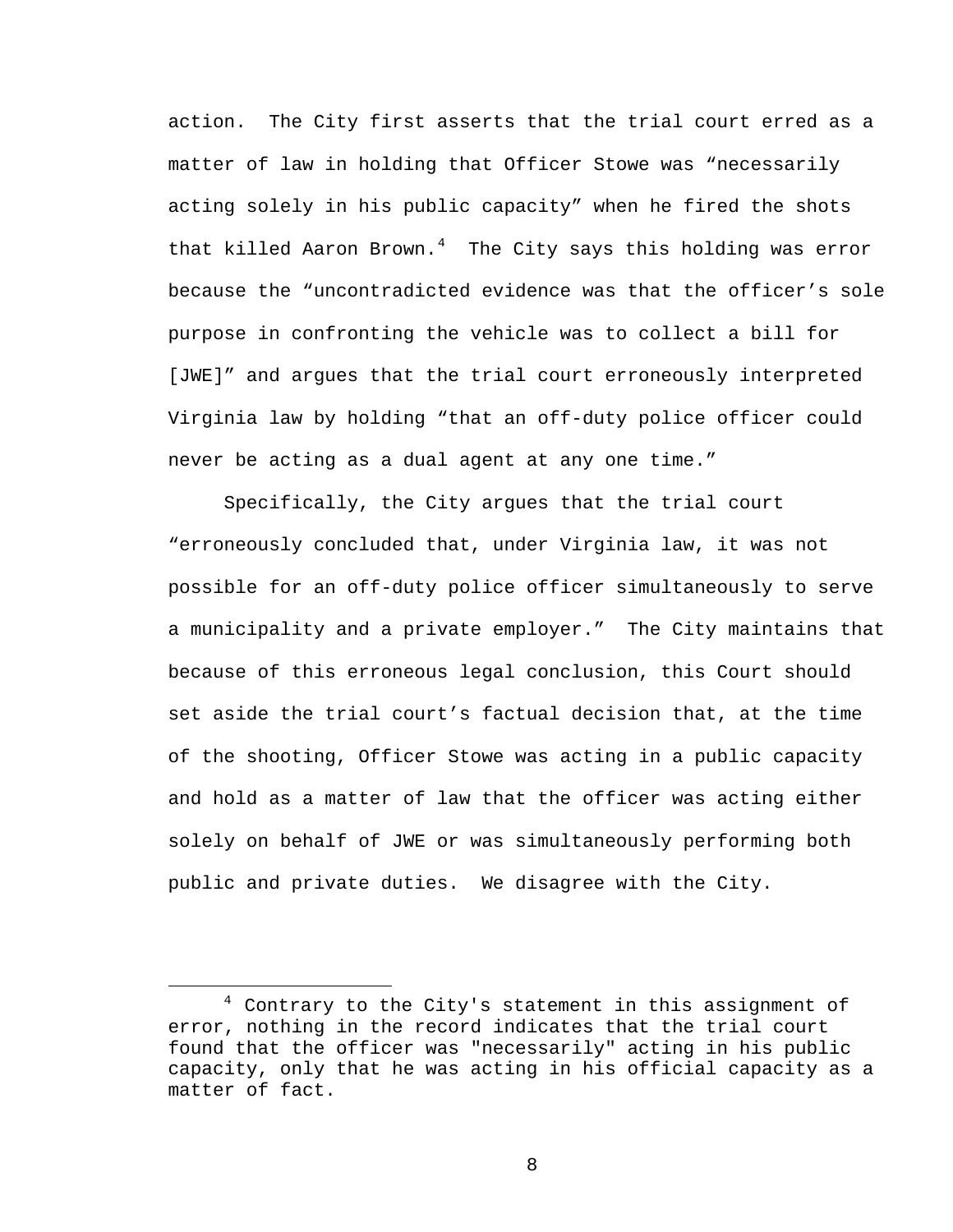action. The City first asserts that the trial court erred as a matter of law in holding that Officer Stowe was "necessarily acting solely in his public capacity" when he fired the shots that killed Aaron Brown.[4] The City says this holding was error because the "uncontradicted evidence was that the officer's sole purpose in confronting the vehicle was to collect a bill for [JWE]" and argues that the trial court erroneously interpreted Virginia law by holding "that an off-duty police officer could never be acting as a dual agent at any one time."

Specifically, the City argues that the trial court "erroneously concluded that, under Virginia law, it was not possible for an off-duty police officer simultaneously to serve a municipality and a private employer." The City maintains that because of this erroneous legal conclusion, this Court should set aside the trial court's factual decision that, at the time of the shooting, Officer Stowe was acting in a public capacity and hold as a matter of law that the officer was acting either solely on behalf of JWE or was simultaneously performing both public and private duties. We disagree with the City.

---

[4] Contrary to the City's statement in this assignment of error, nothing in the record indicates that the trial court found that the officer was "necessarily" acting in his public capacity, only that he was acting in his official capacity as a matter of fact.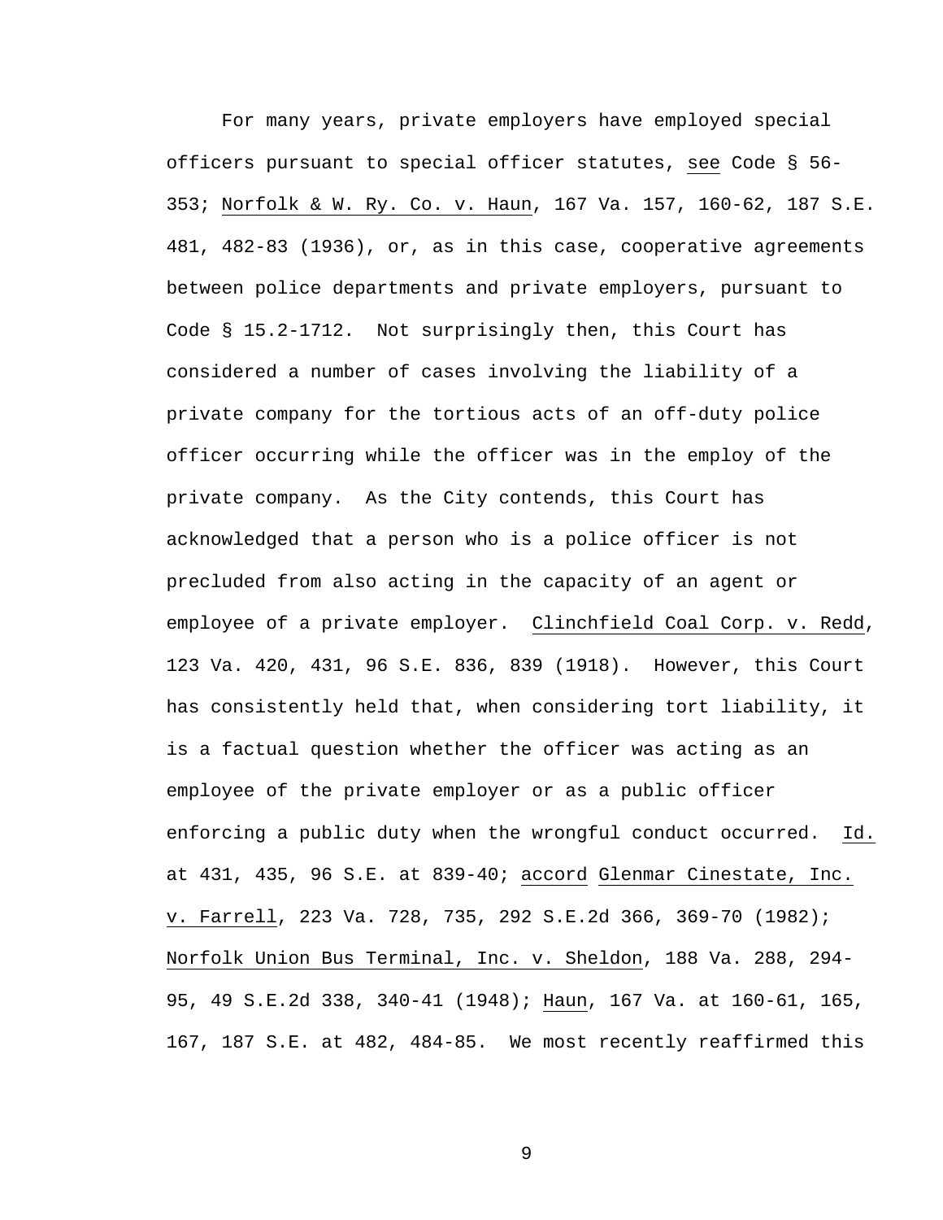For many years, private employers have employed special officers pursuant to special officer statutes, _see_ Code § 56-353; _Norfolk & W. Ry. Co. v. Haun_, 167 Va. 157, 160-62, 187 S.E. 481, 482-83 (1936), or, as in this case, cooperative agreements between police departments and private employers, pursuant to Code § 15.2-1712. Not surprisingly then, this Court has considered a number of cases involving the liability of a private company for the tortious acts of an off-duty police officer occurring while the officer was in the employ of the private company. As the City contends, this Court has acknowledged that a person who is a police officer is not precluded from also acting in the capacity of an agent or employee of a private employer. _Clinchfield Coal Corp. v. Redd_, 123 Va. 420, 431, 96 S.E. 836, 839 (1918). However, this Court has consistently held that, when considering tort liability, it is a factual question whether the officer was acting as an employee of the private employer or as a public officer enforcing a public duty when the wrongful conduct occurred. _Id._ at 431, 435, 96 S.E. at 839-40; _accord_ _Glenmar Cinestate, Inc. v. Farrell_, 223 Va. 728, 735, 292 S.E.2d 366, 369-70 (1982); _Norfolk Union Bus Terminal, Inc. v. Sheldon_, 188 Va. 288, 294-95, 49 S.E.2d 338, 340-41 (1948); _Haun_, 167 Va. at 160-61, 165, 167, 187 S.E. at 482, 484-85. We most recently reaffirmed this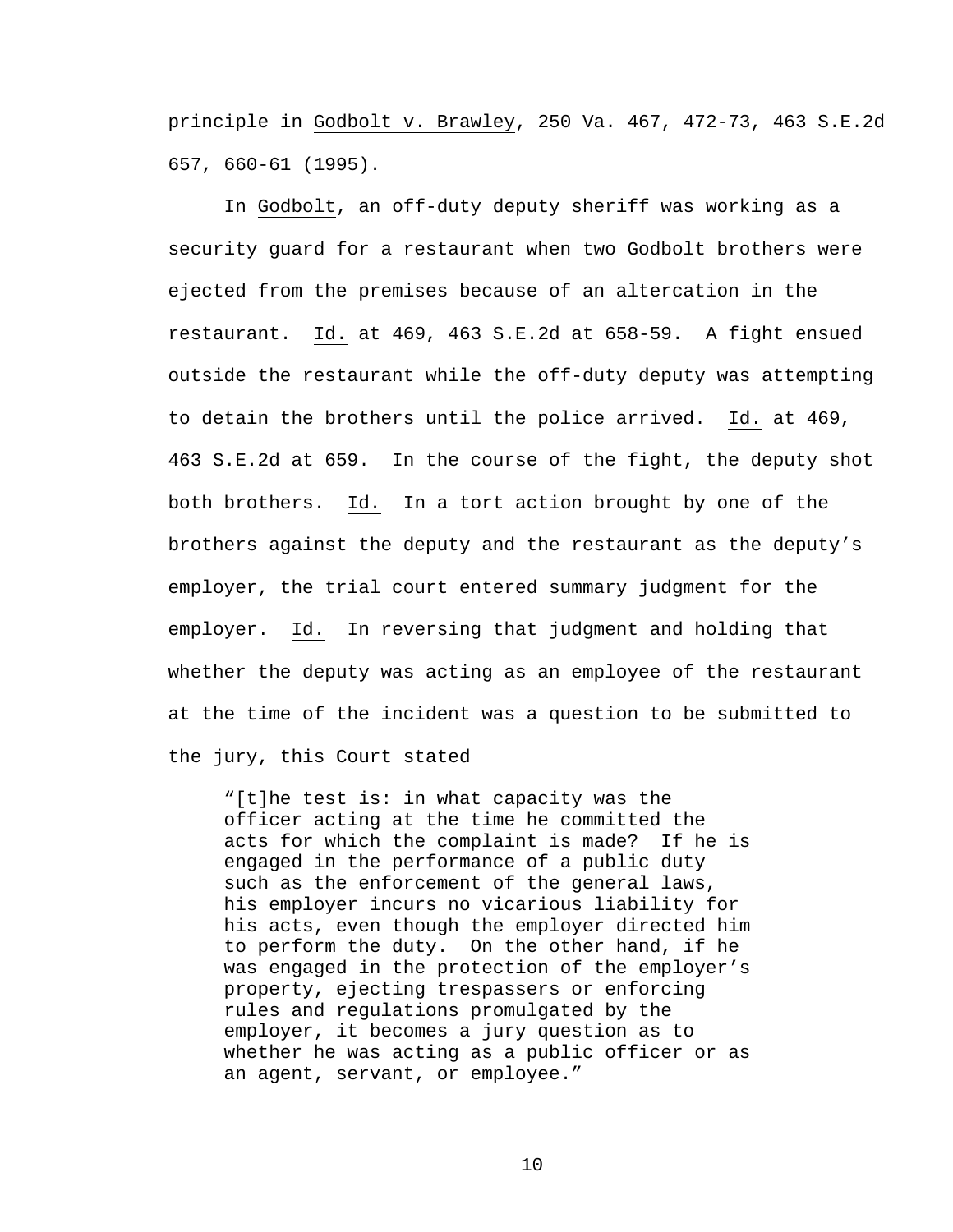principle in Godbolt v. Brawley, 250 Va. 467, 472-73, 463 S.E.2d 657, 660-61 (1995).

In Godbolt, an off-duty deputy sheriff was working as a security guard for a restaurant when two Godbolt brothers were ejected from the premises because of an altercation in the restaurant. Id. at 469, 463 S.E.2d at 658-59. A fight ensued outside the restaurant while the off-duty deputy was attempting to detain the brothers until the police arrived. Id. at 469, 463 S.E.2d at 659. In the course of the fight, the deputy shot both brothers. Id. In a tort action brought by one of the brothers against the deputy and the restaurant as the deputy's employer, the trial court entered summary judgment for the employer. Id. In reversing that judgment and holding that whether the deputy was acting as an employee of the restaurant at the time of the incident was a question to be submitted to the jury, this Court stated

> "[t]he test is: in what capacity was the officer acting at the time he committed the acts for which the complaint is made? If he is engaged in the performance of a public duty such as the enforcement of the general laws, his employer incurs no vicarious liability for his acts, even though the employer directed him to perform the duty. On the other hand, if he was engaged in the protection of the employer's property, ejecting trespassers or enforcing rules and regulations promulgated by the employer, it becomes a jury question as to whether he was acting as a public officer or as an agent, servant, or employee."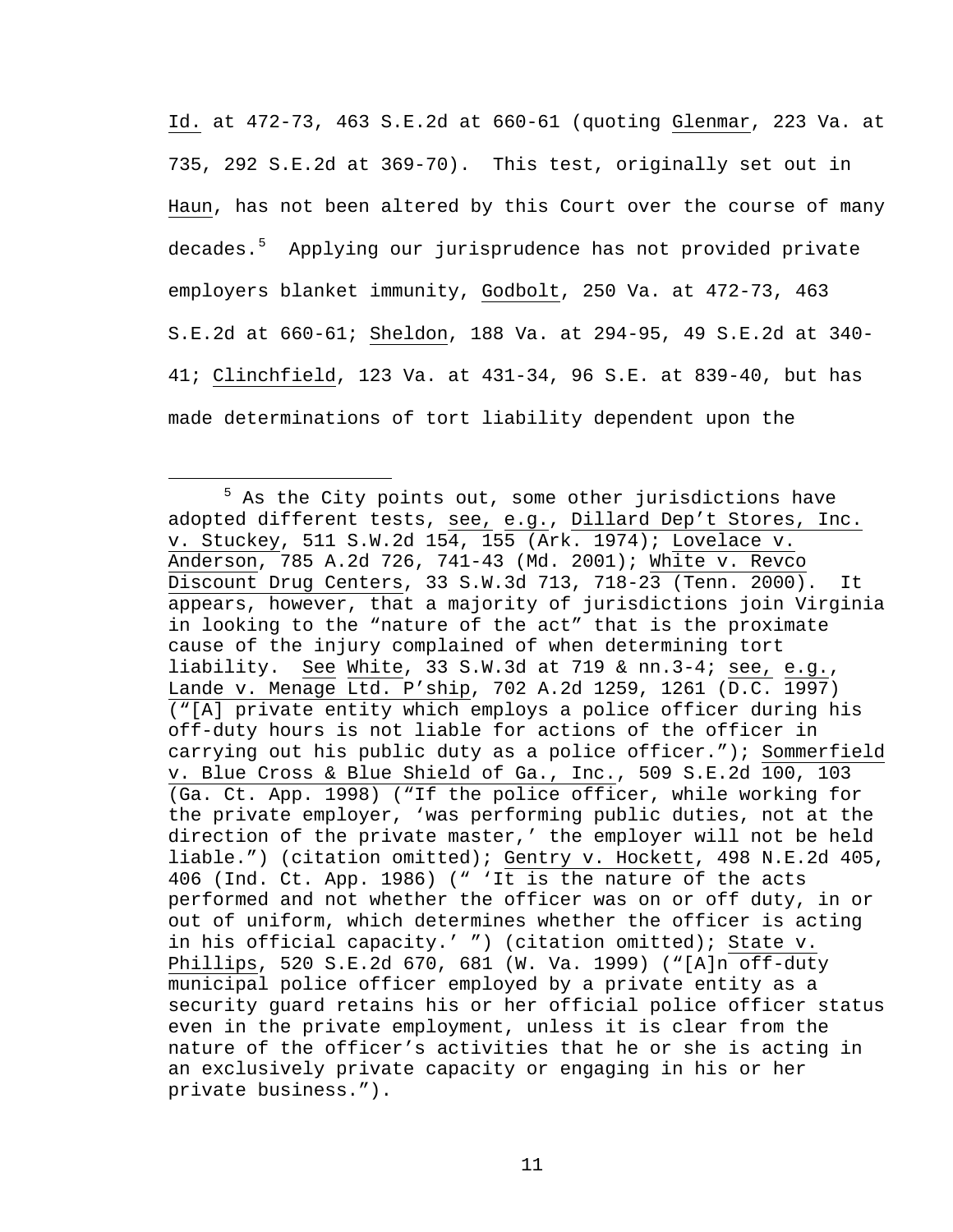Id. at 472-73, 463 S.E.2d at 660-61 (quoting Glenmar, 223 Va. at 735, 292 S.E.2d at 369-70). This test, originally set out in Haun, has not been altered by this Court over the course of many decades.[5] Applying our jurisprudence has not provided private employers blanket immunity, Godbolt, 250 Va. at 472-73, 463 S.E.2d at 660-61; Sheldon, 188 Va. at 294-95, 49 S.E.2d at 340-41; Clinchfield, 123 Va. at 431-34, 96 S.E. at 839-40, but has made determinations of tort liability dependent upon the

---

[5] As the City points out, some other jurisdictions have adopted different tests, see, e.g., Dillard Dep't Stores, Inc. v. Stuckey, 511 S.W.2d 154, 155 (Ark. 1974); Lovelace v. Anderson, 785 A.2d 726, 741-43 (Md. 2001); White v. Revco Discount Drug Centers, 33 S.W.3d 713, 718-23 (Tenn. 2000). It appears, however, that a majority of jurisdictions join Virginia in looking to the "nature of the act" that is the proximate cause of the injury complained of when determining tort liability. See White, 33 S.W.3d at 719 & nn.3-4; see, e.g., Lande v. Menage Ltd. P'ship, 702 A.2d 1259, 1261 (D.C. 1997) ("[A] private entity which employs a police officer during his off-duty hours is not liable for actions of the officer in carrying out his public duty as a police officer."); Sommerfield v. Blue Cross & Blue Shield of Ga., Inc., 509 S.E.2d 100, 103 (Ga. Ct. App. 1998) ("If the police officer, while working for the private employer, 'was performing public duties, not at the direction of the private master,' the employer will not be held liable.") (citation omitted); Gentry v. Hockett, 498 N.E.2d 405, 406 (Ind. Ct. App. 1986) (" 'It is the nature of the acts performed and not whether the officer was on or off duty, in or out of uniform, which determines whether the officer is acting in his official capacity.' ") (citation omitted); State v. Phillips, 520 S.E.2d 670, 681 (W. Va. 1999) ("[A]n off-duty municipal police officer employed by a private entity as a security guard retains his or her official police officer status even in the private employment, unless it is clear from the nature of the officer's activities that he or she is acting in an exclusively private capacity or engaging in his or her private business.").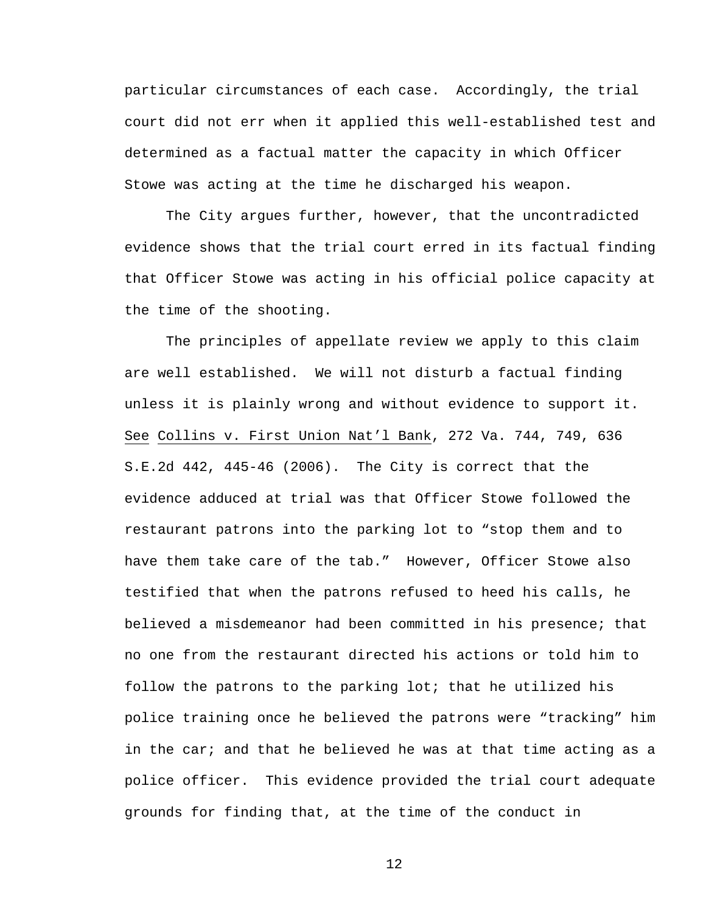particular circumstances of each case. Accordingly, the trial court did not err when it applied this well-established test and determined as a factual matter the capacity in which Officer Stowe was acting at the time he discharged his weapon.

The City argues further, however, that the uncontradicted evidence shows that the trial court erred in its factual finding that Officer Stowe was acting in his official police capacity at the time of the shooting.

The principles of appellate review we apply to this claim are well established. We will not disturb a factual finding unless it is plainly wrong and without evidence to support it. See Collins v. First Union Nat'l Bank, 272 Va. 744, 749, 636 S.E.2d 442, 445-46 (2006). The City is correct that the evidence adduced at trial was that Officer Stowe followed the restaurant patrons into the parking lot to "stop them and to have them take care of the tab." However, Officer Stowe also testified that when the patrons refused to heed his calls, he believed a misdemeanor had been committed in his presence; that no one from the restaurant directed his actions or told him to follow the patrons to the parking lot; that he utilized his police training once he believed the patrons were "tracking" him in the car; and that he believed he was at that time acting as a police officer. This evidence provided the trial court adequate grounds for finding that, at the time of the conduct in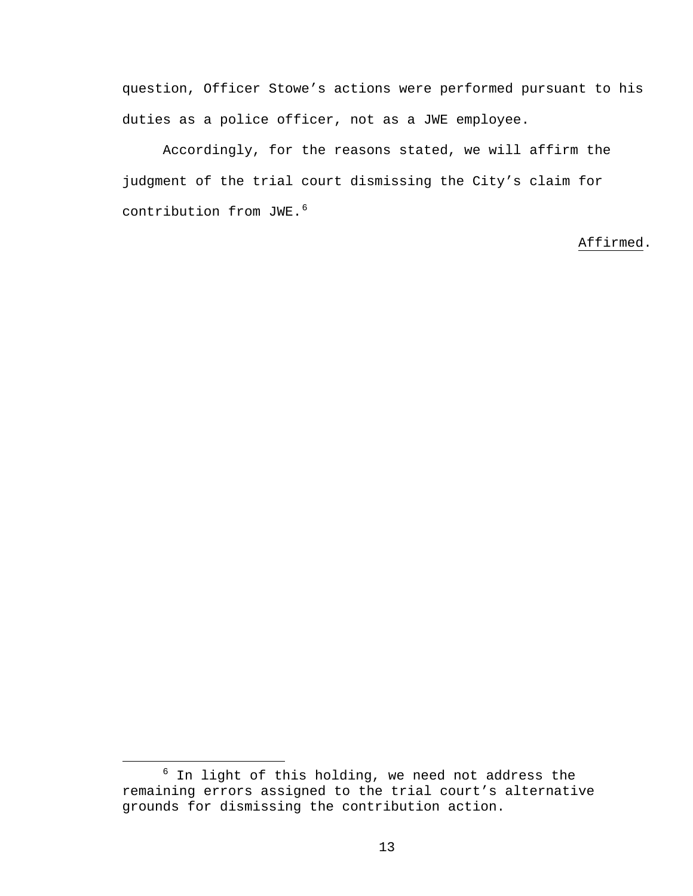question, Officer Stowe's actions were performed pursuant to his duties as a police officer, not as a JWE employee.

Accordingly, for the reasons stated, we will affirm the judgment of the trial court dismissing the City's claim for contribution from JWE.[6]

Affirmed.

---

[6] In light of this holding, we need not address the remaining errors assigned to the trial court's alternative grounds for dismissing the contribution action.